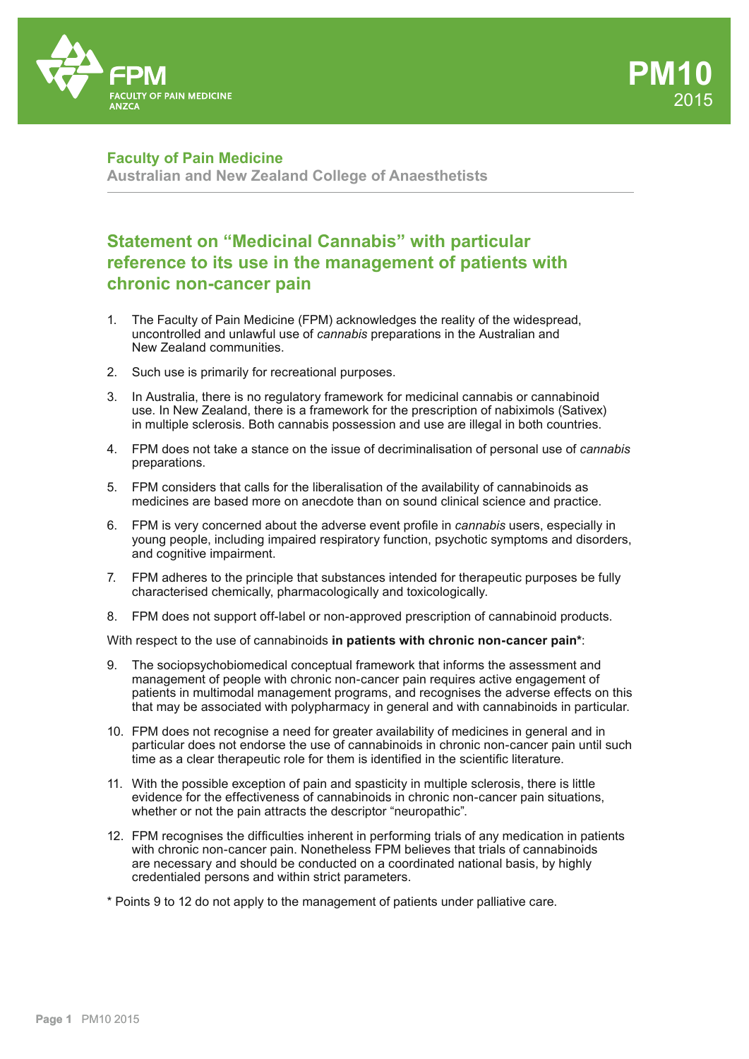# Faculty of Pain Medicine

**Australian and New Zealand College of Anaesthetists**

## Statement on "Medicinal Cannabis" with particular reference to its use in the management of patients with chronic non-cancer pain

1. The Faculty of Pain Medicine (FPM) acknowledges the reality of the widespread, uncontrolled and unlawful use of *cannabis* preparations in the Australian and New Zealand communities.
2. Such use is primarily for recreational purposes.
3. In Australia, there is no regulatory framework for medicinal cannabis or cannabinoid use. In New Zealand, there is a framework for the prescription of nabiximols (Sativex) in multiple sclerosis. Both cannabis possession and use are illegal in both countries.
4. FPM does not take a stance on the issue of decriminalisation of personal use of *cannabis* preparations.
5. FPM considers that calls for the liberalisation of the availability of cannabinoids as medicines are based more on anecdote than on sound clinical science and practice.
6. FPM is very concerned about the adverse event profile in *cannabis* users, especially in young people, including impaired respiratory function, psychotic symptoms and disorders, and cognitive impairment.
7. FPM adheres to the principle that substances intended for therapeutic purposes be fully characterised chemically, pharmacologically and toxicologically.
8. FPM does not support off-label or non-approved prescription of cannabinoid products.

With respect to the use of cannabinoids **in patients with chronic non-cancer pain***:

9. The sociopsychobiomedical conceptual framework that informs the assessment and management of people with chronic non-cancer pain requires active engagement of patients in multimodal management programs, and recognises the adverse effects on this that may be associated with polypharmacy in general and with cannabinoids in particular.
10. FPM does not recognise a need for greater availability of medicines in general and in particular does not endorse the use of cannabinoids in chronic non-cancer pain until such time as a clear therapeutic role for them is identified in the scientific literature.
11. With the possible exception of pain and spasticity in multiple sclerosis, there is little evidence for the effectiveness of cannabinoids in chronic non-cancer pain situations, whether or not the pain attracts the descriptor "neuropathic".
12. FPM recognises the difficulties inherent in performing trials of any medication in patients with chronic non-cancer pain. Nonetheless FPM believes that trials of cannabinoids are necessary and should be conducted on a coordinated national basis, by highly credentialed persons and within strict parameters.

\* Points 9 to 12 do not apply to the management of patients under palliative care.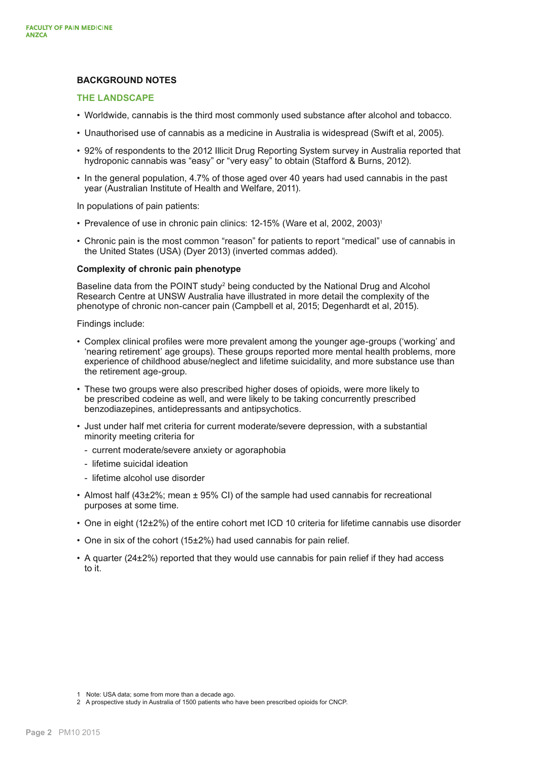## BACKGROUND NOTES

### THE LANDSCAPE

- Worldwide, cannabis is the third most commonly used substance after alcohol and tobacco.
- Unauthorised use of cannabis as a medicine in Australia is widespread (Swift et al, 2005).
- 92% of respondents to the 2012 Illicit Drug Reporting System survey in Australia reported that hydroponic cannabis was "easy" or "very easy" to obtain (Stafford & Burns, 2012).
- In the general population, 4.7% of those aged over 40 years had used cannabis in the past year (Australian Institute of Health and Welfare, 2011).

In populations of pain patients:

- Prevalence of use in chronic pain clinics: 12-15% (Ware et al, 2002, 2003)[1]
- Chronic pain is the most common "reason" for patients to report "medical" use of cannabis in the United States (USA) (Dyer 2013) (inverted commas added).

**Complexity of chronic pain phenotype**

Baseline data from the POINT study[2] being conducted by the National Drug and Alcohol Research Centre at UNSW Australia have illustrated in more detail the complexity of the phenotype of chronic non-cancer pain (Campbell et al, 2015; Degenhardt et al, 2015).

Findings include:

- Complex clinical profiles were more prevalent among the younger age-groups ('working' and 'nearing retirement' age groups). These groups reported more mental health problems, more experience of childhood abuse/neglect and lifetime suicidality, and more substance use than the retirement age-group.
- These two groups were also prescribed higher doses of opioids, were more likely to be prescribed codeine as well, and were likely to be taking concurrently prescribed benzodiazepines, antidepressants and antipsychotics.
- Just under half met criteria for current moderate/severe depression, with a substantial minority meeting criteria for
  - current moderate/severe anxiety or agoraphobia
  - lifetime suicidal ideation
  - lifetime alcohol use disorder
- Almost half (43±2%; mean ± 95% CI) of the sample had used cannabis for recreational purposes at some time.
- One in eight (12±2%) of the entire cohort met ICD 10 criteria for lifetime cannabis use disorder
- One in six of the cohort (15±2%) had used cannabis for pain relief.
- A quarter (24±2%) reported that they would use cannabis for pain relief if they had access to it.

---

1 Note: USA data; some from more than a decade ago.

2 A prospective study in Australia of 1500 patients who have been prescribed opioids for CNCP.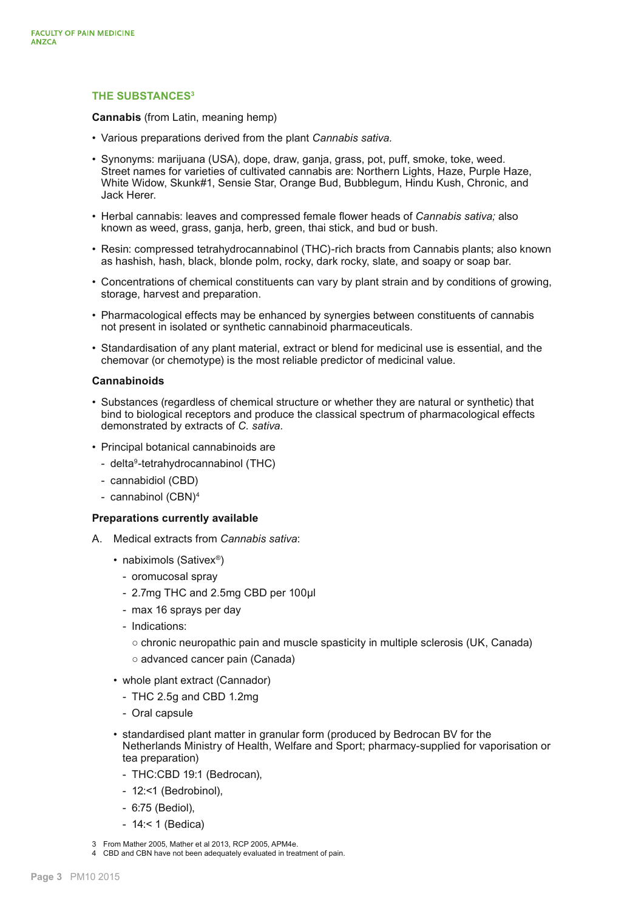### THE SUBSTANCES[3]

**Cannabis** (from Latin, meaning hemp)

- Various preparations derived from the plant *Cannabis sativa.*
- Synonyms: marijuana (USA), dope, draw, ganja, grass, pot, puff, smoke, toke, weed. Street names for varieties of cultivated cannabis are: Northern Lights, Haze, Purple Haze, White Widow, Skunk#1, Sensie Star, Orange Bud, Bubblegum, Hindu Kush, Chronic, and Jack Herer.
- Herbal cannabis: leaves and compressed female flower heads of *Cannabis sativa;* also known as weed, grass, ganja, herb, green, thai stick, and bud or bush.
- Resin: compressed tetrahydrocannabinol (THC)-rich bracts from Cannabis plants; also known as hashish, hash, black, blonde polm, rocky, dark rocky, slate, and soapy or soap bar.
- Concentrations of chemical constituents can vary by plant strain and by conditions of growing, storage, harvest and preparation.
- Pharmacological effects may be enhanced by synergies between constituents of cannabis not present in isolated or synthetic cannabinoid pharmaceuticals.
- Standardisation of any plant material, extract or blend for medicinal use is essential, and the chemovar (or chemotype) is the most reliable predictor of medicinal value.

**Cannabinoids**

- Substances (regardless of chemical structure or whether they are natural or synthetic) that bind to biological receptors and produce the classical spectrum of pharmacological effects demonstrated by extracts of *C. sativa*.
- Principal botanical cannabinoids are
  - delta$^9$-tetrahydrocannabinol (THC)
  - cannabidiol (CBD)
  - cannabinol (CBN)[4]

**Preparations currently available**

A. Medical extracts from *Cannabis sativa*:

- nabiximols (Sativex®)
  - oromucosal spray
  - 2.7mg THC and 2.5mg CBD per 100µl
  - max 16 sprays per day
  - Indications:
    - chronic neuropathic pain and muscle spasticity in multiple sclerosis (UK, Canada)
    - advanced cancer pain (Canada)
- whole plant extract (Cannador)
  - THC 2.5g and CBD 1.2mg
  - Oral capsule
- standardised plant matter in granular form (produced by Bedrocan BV for the Netherlands Ministry of Health, Welfare and Sport; pharmacy-supplied for vaporisation or tea preparation)
  - THC:CBD 19:1 (Bedrocan),
  - 12:<1 (Bedrobinol),
  - 6:75 (Bediol),
  - 14:< 1 (Bedica)

---

3 From Mather 2005, Mather et al 2013, RCP 2005, APM4e.

4 CBD and CBN have not been adequately evaluated in treatment of pain.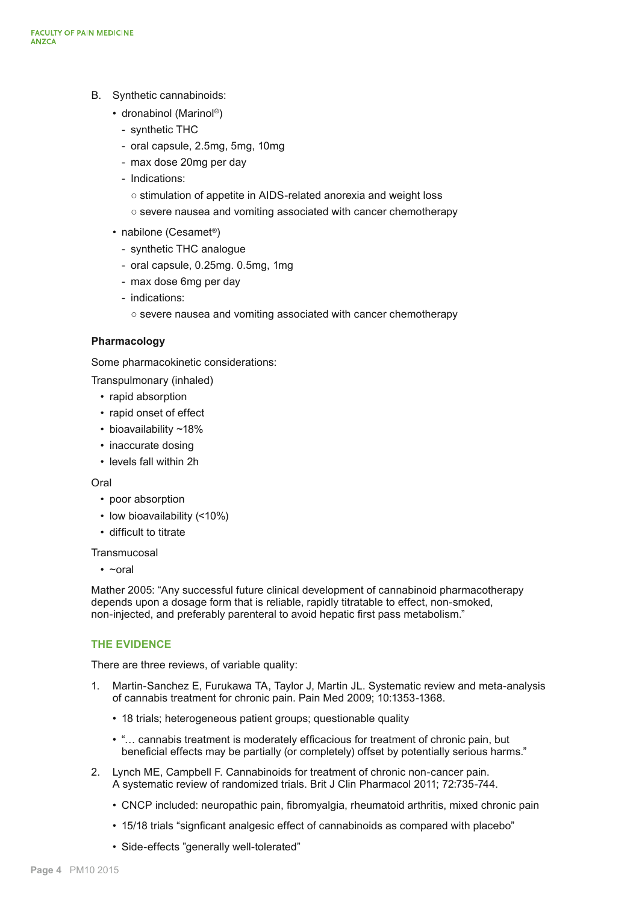B. Synthetic cannabinoids:

- dronabinol (Marinol®)
  - synthetic THC
  - oral capsule, 2.5mg, 5mg, 10mg
  - max dose 20mg per day
  - Indications:
    - stimulation of appetite in AIDS-related anorexia and weight loss
    - severe nausea and vomiting associated with cancer chemotherapy
- nabilone (Cesamet®)
  - synthetic THC analogue
  - oral capsule, 0.25mg. 0.5mg, 1mg
  - max dose 6mg per day
  - indications:
    - severe nausea and vomiting associated with cancer chemotherapy

**Pharmacology**

Some pharmacokinetic considerations:

Transpulmonary (inhaled)

- rapid absorption
- rapid onset of effect
- bioavailability ~18%
- inaccurate dosing
- levels fall within 2h

Oral

- poor absorption
- low bioavailability (<10%)
- difficult to titrate

Transmucosal

- ~oral

Mather 2005: "Any successful future clinical development of cannabinoid pharmacotherapy depends upon a dosage form that is reliable, rapidly titratable to effect, non-smoked, non-injected, and preferably parenteral to avoid hepatic first pass metabolism."

## THE EVIDENCE

There are three reviews, of variable quality:

1. Martin-Sanchez E, Furukawa TA, Taylor J, Martin JL. Systematic review and meta-analysis of cannabis treatment for chronic pain. Pain Med 2009; 10:1353-1368.
   - 18 trials; heterogeneous patient groups; questionable quality
   - "… cannabis treatment is moderately efficacious for treatment of chronic pain, but beneficial effects may be partially (or completely) offset by potentially serious harms."
2. Lynch ME, Campbell F. Cannabinoids for treatment of chronic non-cancer pain. A systematic review of randomized trials. Brit J Clin Pharmacol 2011; 72:735-744.
   - CNCP included: neuropathic pain, fibromyalgia, rheumatoid arthritis, mixed chronic pain
   - 15/18 trials "signficant analgesic effect of cannabinoids as compared with placebo"
   - Side-effects "generally well-tolerated"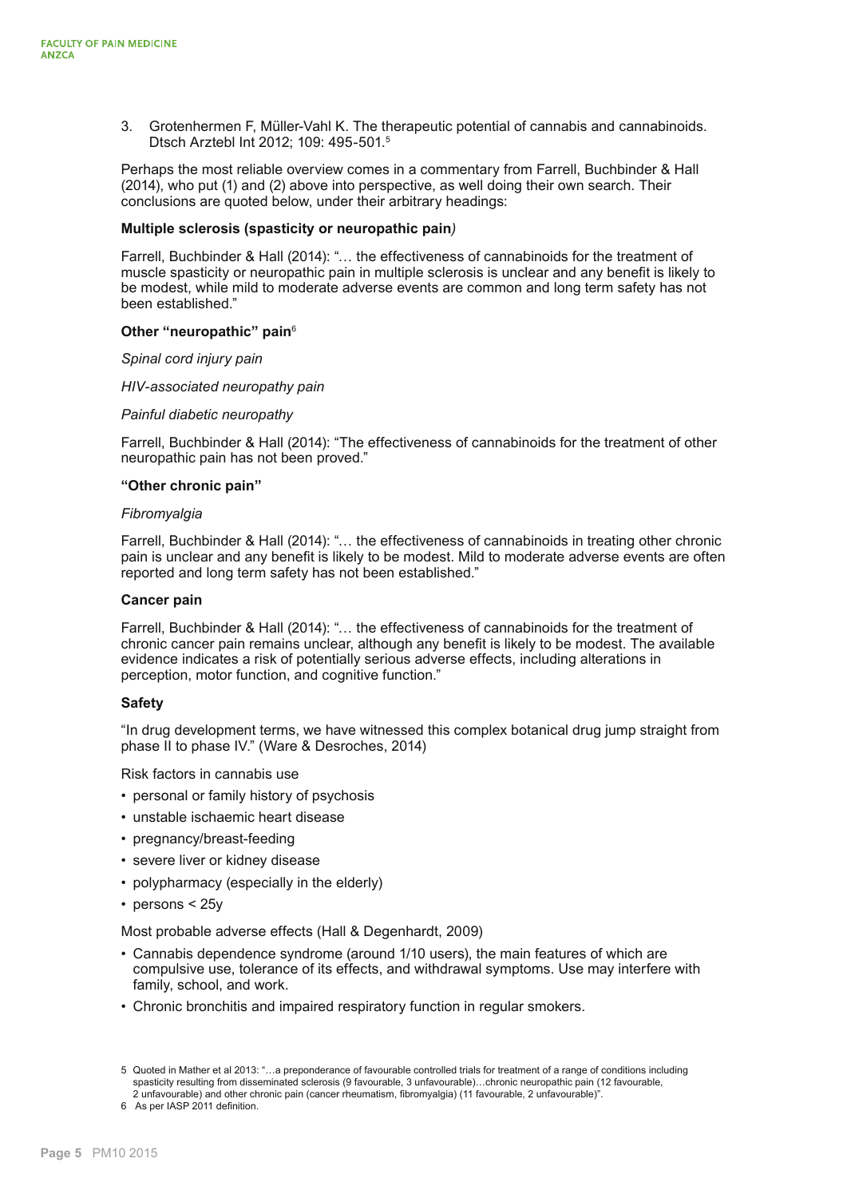3. Grotenhermen F, Müller-Vahl K. The therapeutic potential of cannabis and cannabinoids. Dtsch Arztebl Int 2012; 109: 495-501.[5]

Perhaps the most reliable overview comes in a commentary from Farrell, Buchbinder & Hall (2014), who put (1) and (2) above into perspective, as well doing their own search. Their conclusions are quoted below, under their arbitrary headings:

**Multiple sclerosis (spasticity or neuropathic pain*)***

Farrell, Buchbinder & Hall (2014): "… the effectiveness of cannabinoids for the treatment of muscle spasticity or neuropathic pain in multiple sclerosis is unclear and any benefit is likely to be modest, while mild to moderate adverse events are common and long term safety has not been established."

**Other "neuropathic" pain**[6]

*Spinal cord injury pain*

*HIV-associated neuropathy pain*

*Painful diabetic neuropathy*

Farrell, Buchbinder & Hall (2014): "The effectiveness of cannabinoids for the treatment of other neuropathic pain has not been proved."

**"Other chronic pain"**

*Fibromyalgia*

Farrell, Buchbinder & Hall (2014): "… the effectiveness of cannabinoids in treating other chronic pain is unclear and any benefit is likely to be modest. Mild to moderate adverse events are often reported and long term safety has not been established."

**Cancer pain**

Farrell, Buchbinder & Hall (2014): "… the effectiveness of cannabinoids for the treatment of chronic cancer pain remains unclear, although any benefit is likely to be modest. The available evidence indicates a risk of potentially serious adverse effects, including alterations in perception, motor function, and cognitive function."

**Safety**

"In drug development terms, we have witnessed this complex botanical drug jump straight from phase II to phase IV." (Ware & Desroches, 2014)

Risk factors in cannabis use

- personal or family history of psychosis
- unstable ischaemic heart disease
- pregnancy/breast-feeding
- severe liver or kidney disease
- polypharmacy (especially in the elderly)
- persons < 25y

Most probable adverse effects (Hall & Degenhardt, 2009)

- Cannabis dependence syndrome (around 1/10 users), the main features of which are compulsive use, tolerance of its effects, and withdrawal symptoms. Use may interfere with family, school, and work.
- Chronic bronchitis and impaired respiratory function in regular smokers.

5 Quoted in Mather et al 2013: "…a preponderance of favourable controlled trials for treatment of a range of conditions including spasticity resulting from disseminated sclerosis (9 favourable, 3 unfavourable)…chronic neuropathic pain (12 favourable, 2 unfavourable) and other chronic pain (cancer rheumatism, fibromyalgia) (11 favourable, 2 unfavourable)".

6 As per IASP 2011 definition.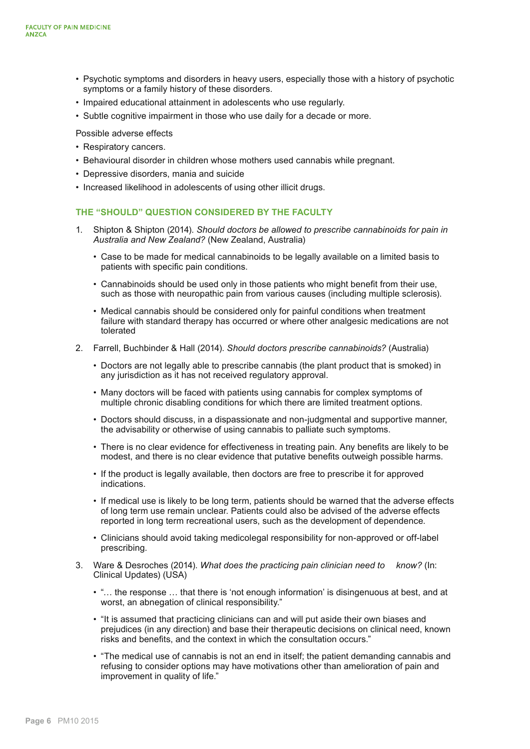- Psychotic symptoms and disorders in heavy users, especially those with a history of psychotic symptoms or a family history of these disorders.
- Impaired educational attainment in adolescents who use regularly.
- Subtle cognitive impairment in those who use daily for a decade or more.

Possible adverse effects

- Respiratory cancers.
- Behavioural disorder in children whose mothers used cannabis while pregnant.
- Depressive disorders, mania and suicide
- Increased likelihood in adolescents of using other illicit drugs.

## THE "SHOULD" QUESTION CONSIDERED BY THE FACULTY

1. Shipton & Shipton (2014). *Should doctors be allowed to prescribe cannabinoids for pain in Australia and New Zealand?* (New Zealand, Australia)

   - Case to be made for medical cannabinoids to be legally available on a limited basis to patients with specific pain conditions.
   - Cannabinoids should be used only in those patients who might benefit from their use, such as those with neuropathic pain from various causes (including multiple sclerosis).
   - Medical cannabis should be considered only for painful conditions when treatment failure with standard therapy has occurred or where other analgesic medications are not tolerated

2. Farrell, Buchbinder & Hall (2014). *Should doctors prescribe cannabinoids?* (Australia)

   - Doctors are not legally able to prescribe cannabis (the plant product that is smoked) in any jurisdiction as it has not received regulatory approval.
   - Many doctors will be faced with patients using cannabis for complex symptoms of multiple chronic disabling conditions for which there are limited treatment options.
   - Doctors should discuss, in a dispassionate and non-judgmental and supportive manner, the advisability or otherwise of using cannabis to palliate such symptoms.
   - There is no clear evidence for effectiveness in treating pain. Any benefits are likely to be modest, and there is no clear evidence that putative benefits outweigh possible harms.
   - If the product is legally available, then doctors are free to prescribe it for approved indications.
   - If medical use is likely to be long term, patients should be warned that the adverse effects of long term use remain unclear. Patients could also be advised of the adverse effects reported in long term recreational users, such as the development of dependence.
   - Clinicians should avoid taking medicolegal responsibility for non-approved or off-label prescribing.

3. Ware & Desroches (2014). *What does the practicing pain clinician need to know?* (In: Clinical Updates) (USA)

   - "… the response … that there is 'not enough information' is disingenuous at best, and at worst, an abnegation of clinical responsibility."
   - "It is assumed that practicing clinicians can and will put aside their own biases and prejudices (in any direction) and base their therapeutic decisions on clinical need, known risks and benefits, and the context in which the consultation occurs."
   - "The medical use of cannabis is not an end in itself; the patient demanding cannabis and refusing to consider options may have motivations other than amelioration of pain and improvement in quality of life."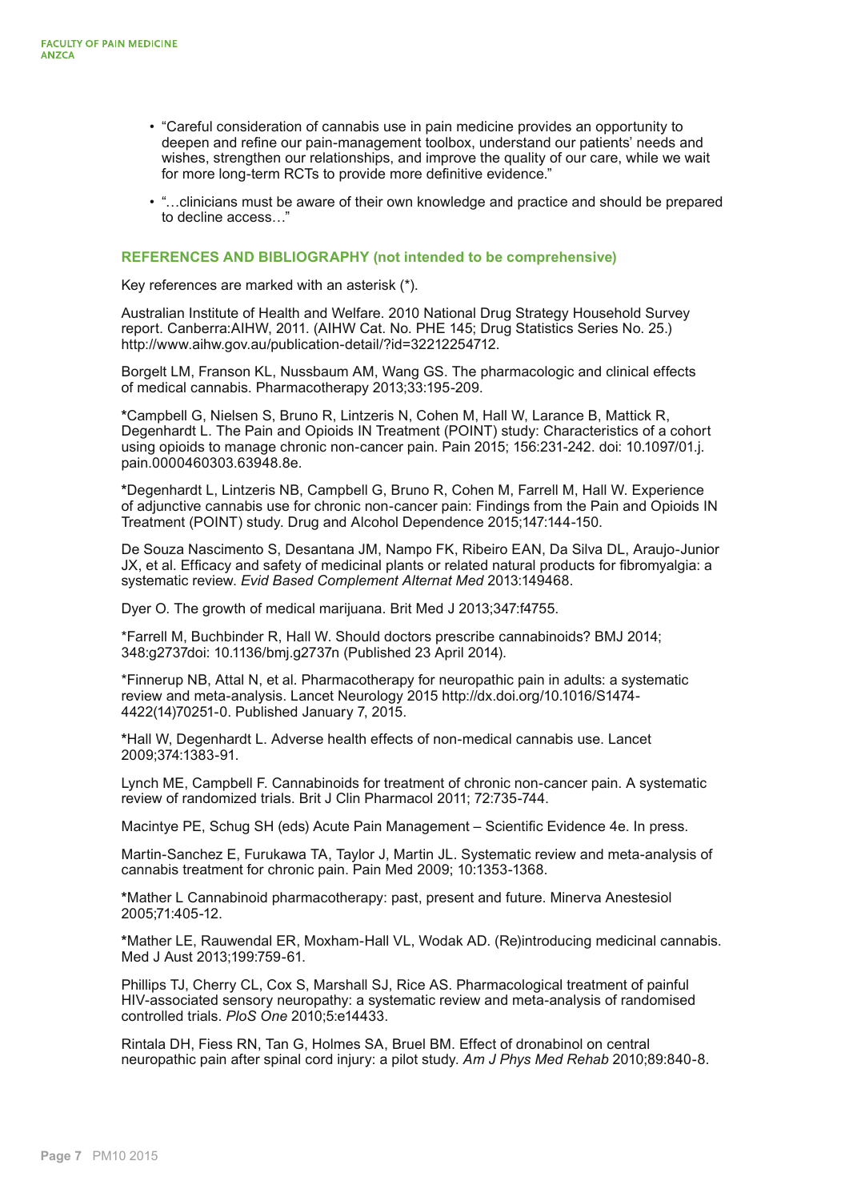- "Careful consideration of cannabis use in pain medicine provides an opportunity to deepen and refine our pain-management toolbox, understand our patients' needs and wishes, strengthen our relationships, and improve the quality of our care, while we wait for more long-term RCTs to provide more definitive evidence."
- "…clinicians must be aware of their own knowledge and practice and should be prepared to decline access…"

## REFERENCES AND BIBLIOGRAPHY (not intended to be comprehensive)

Key references are marked with an asterisk (*).

Australian Institute of Health and Welfare. 2010 National Drug Strategy Household Survey report. Canberra:AIHW, 2011. (AIHW Cat. No. PHE 145; Drug Statistics Series No. 25.) http://www.aihw.gov.au/publication-detail/?id=32212254712.

Borgelt LM, Franson KL, Nussbaum AM, Wang GS. The pharmacologic and clinical effects of medical cannabis. Pharmacotherapy 2013;33:195-209.

**\***Campbell G, Nielsen S, Bruno R, Lintzeris N, Cohen M, Hall W, Larance B, Mattick R, Degenhardt L. The Pain and Opioids IN Treatment (POINT) study: Characteristics of a cohort using opioids to manage chronic non-cancer pain. Pain 2015; 156:231-242. doi: 10.1097/01.j.pain.0000460303.63948.8e.

**\***Degenhardt L, Lintzeris NB, Campbell G, Bruno R, Cohen M, Farrell M, Hall W. Experience of adjunctive cannabis use for chronic non-cancer pain: Findings from the Pain and Opioids IN Treatment (POINT) study. Drug and Alcohol Dependence 2015;147:144-150.

De Souza Nascimento S, Desantana JM, Nampo FK, Ribeiro EAN, Da Silva DL, Araujo-Junior JX, et al. Efficacy and safety of medicinal plants or related natural products for fibromyalgia: a systematic review. *Evid Based Complement Alternat Med* 2013:149468.

Dyer O. The growth of medical marijuana. Brit Med J 2013;347:f4755.

*Farrell M, Buchbinder R, Hall W. Should doctors prescribe cannabinoids? BMJ 2014; 348:g2737doi: 10.1136/bmj.g2737n (Published 23 April 2014).

*Finnerup NB, Attal N, et al. Pharmacotherapy for neuropathic pain in adults: a systematic review and meta-analysis. Lancet Neurology 2015 http://dx.doi.org/10.1016/S1474-4422(14)70251-0. Published January 7, 2015.

**\***Hall W, Degenhardt L. Adverse health effects of non-medical cannabis use. Lancet 2009;374:1383-91.

Lynch ME, Campbell F. Cannabinoids for treatment of chronic non-cancer pain. A systematic review of randomized trials. Brit J Clin Pharmacol 2011; 72:735-744.

Macintye PE, Schug SH (eds) Acute Pain Management – Scientific Evidence 4e. In press.

Martin-Sanchez E, Furukawa TA, Taylor J, Martin JL. Systematic review and meta-analysis of cannabis treatment for chronic pain. Pain Med 2009; 10:1353-1368.

**\***Mather L Cannabinoid pharmacotherapy: past, present and future. Minerva Anestesiol 2005;71:405-12.

**\***Mather LE, Rauwendal ER, Moxham-Hall VL, Wodak AD. (Re)introducing medicinal cannabis. Med J Aust 2013;199:759-61.

Phillips TJ, Cherry CL, Cox S, Marshall SJ, Rice AS. Pharmacological treatment of painful HIV-associated sensory neuropathy: a systematic review and meta-analysis of randomised controlled trials. *PloS One* 2010;5:e14433.

Rintala DH, Fiess RN, Tan G, Holmes SA, Bruel BM. Effect of dronabinol on central neuropathic pain after spinal cord injury: a pilot study. *Am J Phys Med Rehab* 2010;89:840-8.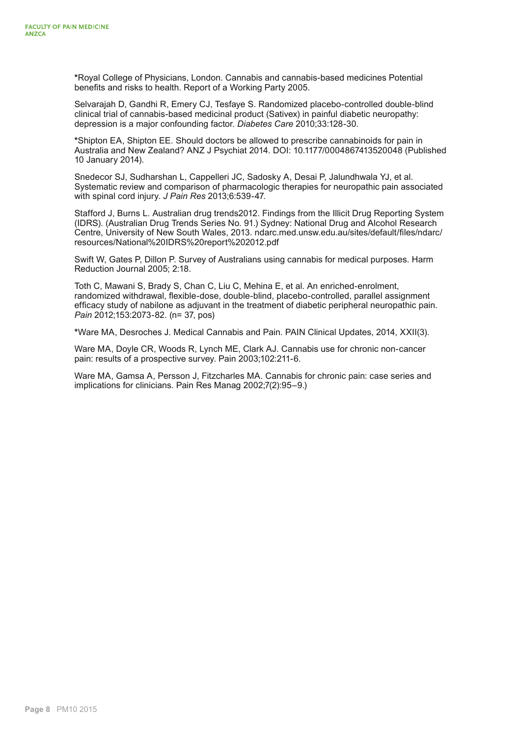*Royal College of Physicians, London. Cannabis and cannabis-based medicines Potential benefits and risks to health. Report of a Working Party 2005.

Selvarajah D, Gandhi R, Emery CJ, Tesfaye S. Randomized placebo-controlled double-blind clinical trial of cannabis-based medicinal product (Sativex) in painful diabetic neuropathy: depression is a major confounding factor. *Diabetes Care* 2010;33:128-30.

*Shipton EA, Shipton EE. Should doctors be allowed to prescribe cannabinoids for pain in Australia and New Zealand? ANZ J Psychiat 2014. DOI: 10.1177/0004867413520048 (Published 10 January 2014).

Snedecor SJ, Sudharshan L, Cappelleri JC, Sadosky A, Desai P, Jalundhwala YJ, et al. Systematic review and comparison of pharmacologic therapies for neuropathic pain associated with spinal cord injury. *J Pain Res* 2013;6:539-47.

Stafford J, Burns L. Australian drug trends2012. Findings from the Illicit Drug Reporting System (IDRS). (Australian Drug Trends Series No. 91.) Sydney: National Drug and Alcohol Research Centre, University of New South Wales, 2013. ndarc.med.unsw.edu.au/sites/default/files/ndarc/resources/National%20IDRS%20report%202012.pdf

Swift W, Gates P, Dillon P. Survey of Australians using cannabis for medical purposes. Harm Reduction Journal 2005; 2:18.

Toth C, Mawani S, Brady S, Chan C, Liu C, Mehina E, et al. An enriched-enrolment, randomized withdrawal, flexible-dose, double-blind, placebo-controlled, parallel assignment efficacy study of nabilone as adjuvant in the treatment of diabetic peripheral neuropathic pain. *Pain* 2012;153:2073-82. (n= 37, pos)

*Ware MA, Desroches J. Medical Cannabis and Pain. PAIN Clinical Updates, 2014, XXII(3).

Ware MA, Doyle CR, Woods R, Lynch ME, Clark AJ. Cannabis use for chronic non-cancer pain: results of a prospective survey. Pain 2003;102:211-6.

Ware MA, Gamsa A, Persson J, Fitzcharles MA. Cannabis for chronic pain: case series and implications for clinicians. Pain Res Manag 2002;7(2):95–9.)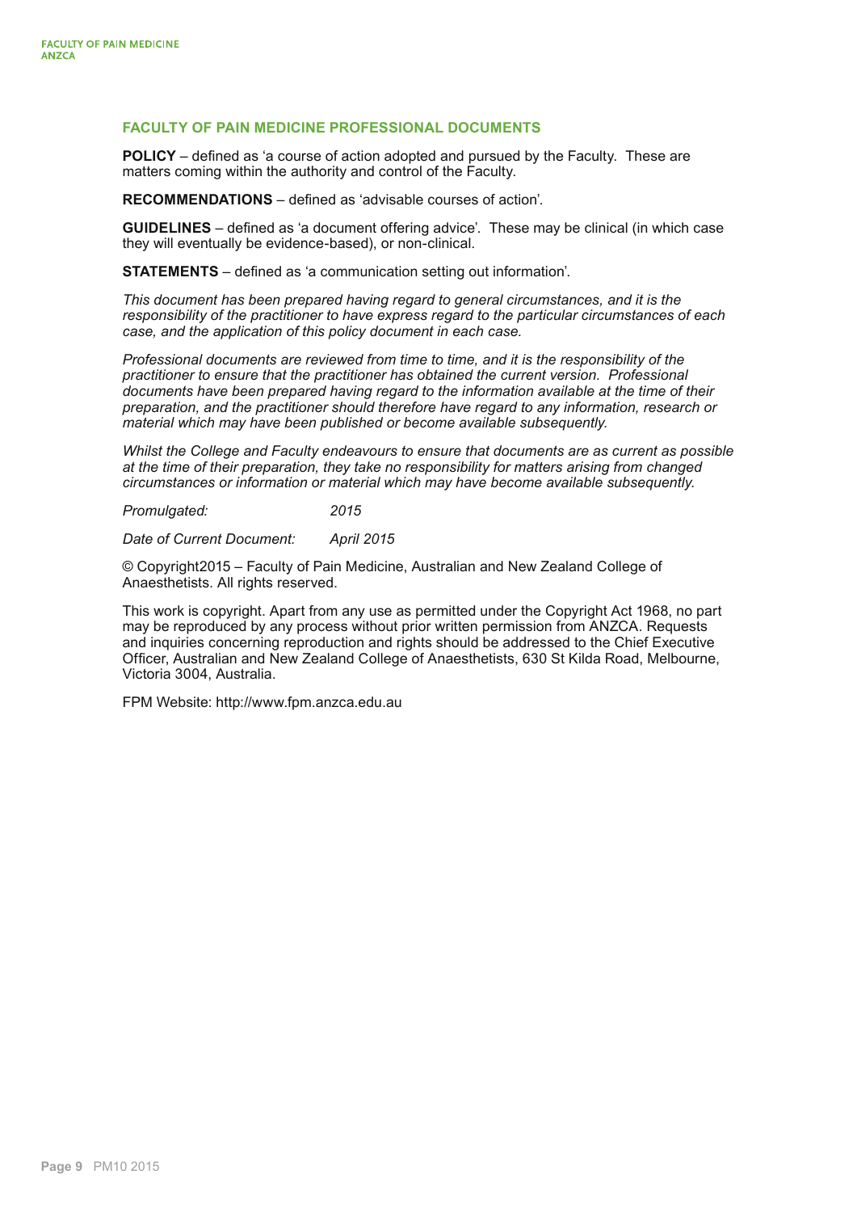## FACULTY OF PAIN MEDICINE PROFESSIONAL DOCUMENTS

**POLICY** – defined as 'a course of action adopted and pursued by the Faculty. These are matters coming within the authority and control of the Faculty.

**RECOMMENDATIONS** – defined as 'advisable courses of action'.

**GUIDELINES** – defined as 'a document offering advice'. These may be clinical (in which case they will eventually be evidence-based), or non-clinical.

**STATEMENTS** – defined as 'a communication setting out information'.

*This document has been prepared having regard to general circumstances, and it is the responsibility of the practitioner to have express regard to the particular circumstances of each case, and the application of this policy document in each case.*

*Professional documents are reviewed from time to time, and it is the responsibility of the practitioner to ensure that the practitioner has obtained the current version. Professional documents have been prepared having regard to the information available at the time of their preparation, and the practitioner should therefore have regard to any information, research or material which may have been published or become available subsequently.*

*Whilst the College and Faculty endeavours to ensure that documents are as current as possible at the time of their preparation, they take no responsibility for matters arising from changed circumstances or information or material which may have become available subsequently.*

*Promulgated:* 2015

*Date of Current Document:* *April 2015*

© Copyright2015 – Faculty of Pain Medicine, Australian and New Zealand College of Anaesthetists. All rights reserved.

This work is copyright. Apart from any use as permitted under the Copyright Act 1968, no part may be reproduced by any process without prior written permission from ANZCA. Requests and inquiries concerning reproduction and rights should be addressed to the Chief Executive Officer, Australian and New Zealand College of Anaesthetists, 630 St Kilda Road, Melbourne, Victoria 3004, Australia.

FPM Website: http://www.fpm.anzca.edu.au